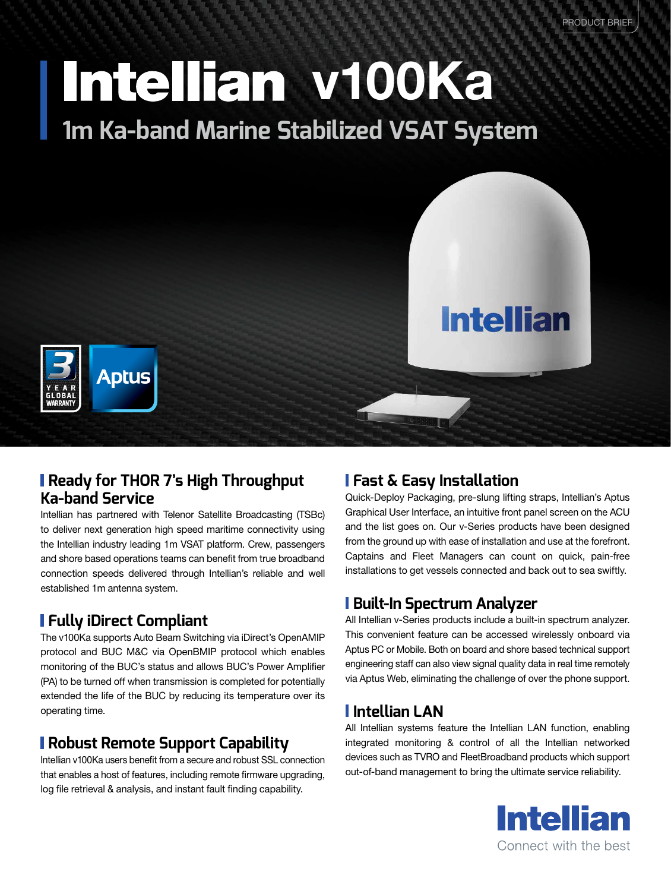PRODUCT BRIEF

# Intellian v100Ka

## 1m Ka-band Marine Stabilized VSAT System

3 YEAR GLOBAL WARRANTY

Aptus

### Ready for THOR 7's High Throughput Ka-band Service

Intellian has partnered with Telenor Satellite Broadcasting (TSBc) to deliver next generation high speed maritime connectivity using the Intellian industry leading 1m VSAT platform. Crew, passengers and shore based operations teams can benefit from true broadband connection speeds delivered through Intellian's reliable and well established 1m antenna system.

### Fully iDirect Compliant

The v100Ka supports Auto Beam Switching via iDirect's OpenAMIP protocol and BUC M&C via OpenBMIP protocol which enables monitoring of the BUC's status and allows BUC's Power Amplifier (PA) to be turned off when transmission is completed for potentially extended the life of the BUC by reducing its temperature over its operating time.

### Robust Remote Support Capability

Intellian v100Ka users benefit from a secure and robust SSL connection that enables a host of features, including remote firmware upgrading, log file retrieval & analysis, and instant fault finding capability.

### Fast & Easy Installation

Quick-Deploy Packaging, pre-slung lifting straps, Intellian's Aptus Graphical User Interface, an intuitive front panel screen on the ACU and the list goes on. Our v-Series products have been designed from the ground up with ease of installation and use at the forefront. Captains and Fleet Managers can count on quick, pain-free installations to get vessels connected and back out to sea swiftly.

### Built-In Spectrum Analyzer

All Intellian v-Series products include a built-in spectrum analyzer. This convenient feature can be accessed wirelessly onboard via Aptus PC or Mobile. Both on board and shore based technical support engineering staff can also view signal quality data in real time remotely via Aptus Web, eliminating the challenge of over the phone support.

### Intellian LAN

All Intellian systems feature the Intellian LAN function, enabling integrated monitoring & control of all the Intellian networked devices such as TVRO and FleetBroadband products which support out-of-band management to bring the ultimate service reliability.

Intellian
Connect with the best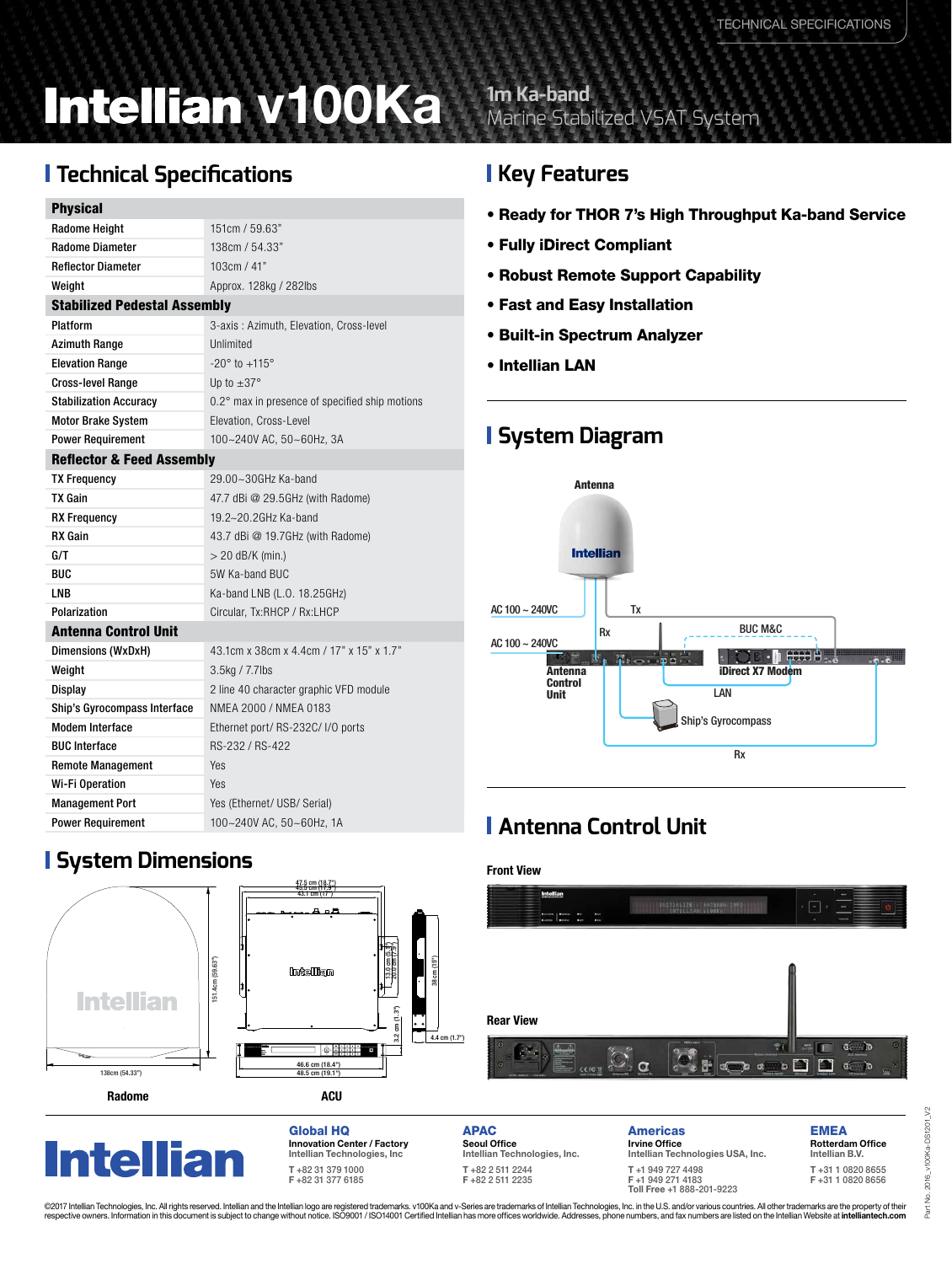# Intellian v100Ka

1m Ka-band
Marine Stabilized VSAT System

## Technical Specifications

| | |
|---|---|
| **Physical** | |
| Radome Height | 151cm / 59.63" |
| Radome Diameter | 138cm / 54.33" |
| Reflector Diameter | 103cm / 41" |
| Weight | Approx. 128kg / 282lbs |
| **Stabilized Pedestal Assembly** | |
| Platform | 3-axis : Azimuth, Elevation, Cross-level |
| Azimuth Range | Unlimited |
| Elevation Range | -20° to +115° |
| Cross-level Range | Up to ±37° |
| Stabilization Accuracy | 0.2° max in presence of specified ship motions |
| Motor Brake System | Elevation, Cross-Level |
| Power Requirement | 100~240V AC, 50~60Hz, 3A |
| **Reflector & Feed Assembly** | |
| TX Frequency | 29.00~30GHz Ka-band |
| TX Gain | 47.7 dBi @ 29.5GHz (with Radome) |
| RX Frequency | 19.2~20.2GHz Ka-band |
| RX Gain | 43.7 dBi @ 19.7GHz (with Radome) |
| G/T | > 20 dB/K (min.) |
| BUC | 5W Ka-band BUC |
| LNB | Ka-band LNB (L.O. 18.25GHz) |
| Polarization | Circular, Tx:RHCP / Rx:LHCP |
| **Antenna Control Unit** | |
| Dimensions (WxDxH) | 43.1cm x 38cm x 4.4cm / 17" x 15" x 1.7" |
| Weight | 3.5kg / 7.7lbs |
| Display | 2 line 40 character graphic VFD module |
| Ship's Gyrocompass Interface | NMEA 2000 / NMEA 0183 |
| Modem Interface | Ethernet port/ RS-232C/ I/O ports |
| BUC Interface | RS-232 / RS-422 |
| Remote Management | Yes |
| Wi-Fi Operation | Yes |
| Management Port | Yes (Ethernet/ USB/ Serial) |
| Power Requirement | 100~240V AC, 50~60Hz, 1A |

## Key Features

- **Ready for THOR 7's High Throughput Ka-band Service**
- **Fully iDirect Compliant**
- **Robust Remote Support Capability**
- **Fast and Easy Installation**
- **Built-in Spectrum Analyzer**
- **Intellian LAN**

## System Diagram

Antenna
AC 100 ~ 240VC
Tx
Rx
AC 100 ~ 240VC
BUC M&C
Antenna Control Unit
iDirect X7 Modem
LAN
Ship's Gyrocompass
Rx

## System Dimensions

151.4cm (59.63")
138cm (54.33")
Radome

47.5 cm (18.7")
45.5 cm (17.9")
43.1 cm (17")
33.0 cm (13")
20.0 cm (7.9")
38 cm (15")
3.2 cm (1.3")
4.4 cm (1.7")
46.6 cm (18.4")
48.5 cm (19.1")
ACU

## Antenna Control Unit

Front View

Rear View

**Global HQ**
Innovation Center / Factory
Intellian Technologies, Inc
T +82 31 379 1000
F +82 31 377 6185

**APAC**
Seoul Office
Intellian Technologies, Inc.
T +82 2 511 2244
F +82 2 511 2235

**Americas**
Irvine Office
Intellian Technologies USA, Inc.
T +1 949 727 4498
F +1 949 271 4183
Toll Free +1 888-201-9223

**EMEA**
Rotterdam Office
Intellian B.V.
T +31 1 0820 8655
F +31 1 0820 8656

©2017 Intellian Technologies, Inc. All rights reserved. Intellian and the Intellian logo are registered trademarks. v100Ka and v-Series are trademarks of Intellian Technologies, Inc. in the U.S. and/or various countries. All other trademarks are the property of their respective owners. Information in this document is subject to change without notice. ISO9001 / ISO14001 Certified Intellian has more offices worldwide. Addresses, phone numbers, and fax numbers are listed on the Intellian Website at **intelliantech.com**

Part No. 2016_v100Ka-DS1201_V2